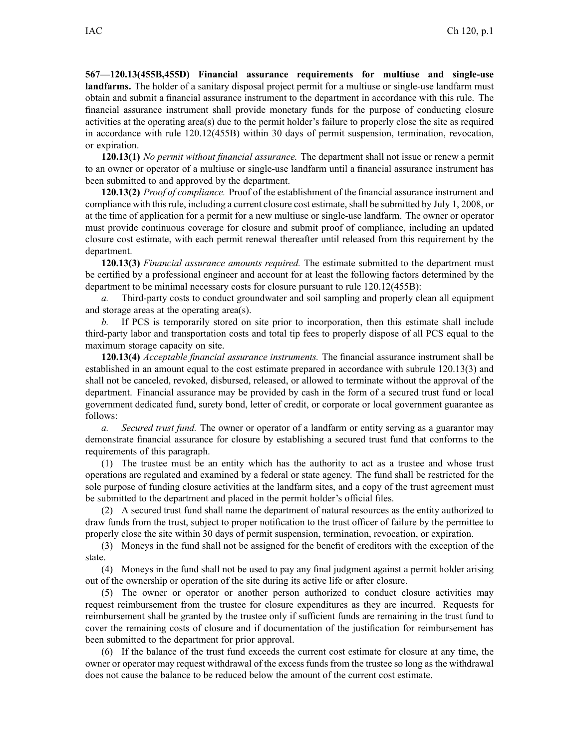**567—120.13(455B,455D) Financial assurance requirements for multiuse and single-use landfarms.** The holder of a sanitary disposal project permit for a multiuse or single-use landfarm must obtain and submit a financial assurance instrument to the department in accordance with this rule. The financial assurance instrument shall provide monetary funds for the purpose of conducting closure activities at the operating area(s) due to the permit holder's failure to properly close the site as required in accordance with rule 120.12(455B) within 30 days of permit suspension, termination, revocation, or expiration.

**120.13(1)** *No permit without financial assurance.* The department shall not issue or renew a permit to an owner or operator of a multiuse or single-use landfarm until a financial assurance instrument has been submitted to and approved by the department.

**120.13(2)** *Proof of compliance.* Proof of the establishment of the financial assurance instrument and compliance with this rule, including a current closure cost estimate, shall be submitted by July 1, 2008, or at the time of application for a permit for a new multiuse or single-use landfarm. The owner or operator must provide continuous coverage for closure and submit proof of compliance, including an updated closure cost estimate, with each permit renewal thereafter until released from this requirement by the department.

**120.13(3)** *Financial assurance amounts required.* The estimate submitted to the department must be certified by a professional engineer and account for at least the following factors determined by the department to be minimal necessary costs for closure pursuant to rule 120.12(455B):

*a.* Third-party costs to conduct groundwater and soil sampling and properly clean all equipment and storage areas at the operating area(s).

*b.* If PCS is temporarily stored on site prior to incorporation, then this estimate shall include third-party labor and transportation costs and total tip fees to properly dispose of all PCS equal to the maximum storage capacity on site.

**120.13(4)** *Acceptable financial assurance instruments.* The financial assurance instrument shall be established in an amount equal to the cost estimate prepared in accordance with subrule 120.13(3) and shall not be canceled, revoked, disbursed, released, or allowed to terminate without the approval of the department. Financial assurance may be provided by cash in the form of a secured trust fund or local government dedicated fund, surety bond, letter of credit, or corporate or local government guarantee as follows:

*a.* *Secured trust fund.* The owner or operator of a landfarm or entity serving as a guarantor may demonstrate financial assurance for closure by establishing a secured trust fund that conforms to the requirements of this paragraph.

(1) The trustee must be an entity which has the authority to act as a trustee and whose trust operations are regulated and examined by a federal or state agency. The fund shall be restricted for the sole purpose of funding closure activities at the landfarm sites, and a copy of the trust agreement must be submitted to the department and placed in the permit holder's official files.

(2) A secured trust fund shall name the department of natural resources as the entity authorized to draw funds from the trust, subject to proper notification to the trust officer of failure by the permittee to properly close the site within 30 days of permit suspension, termination, revocation, or expiration.

(3) Moneys in the fund shall not be assigned for the benefit of creditors with the exception of the state.

(4) Moneys in the fund shall not be used to pay any final judgment against a permit holder arising out of the ownership or operation of the site during its active life or after closure.

(5) The owner or operator or another person authorized to conduct closure activities may request reimbursement from the trustee for closure expenditures as they are incurred. Requests for reimbursement shall be granted by the trustee only if sufficient funds are remaining in the trust fund to cover the remaining costs of closure and if documentation of the justification for reimbursement has been submitted to the department for prior approval.

(6) If the balance of the trust fund exceeds the current cost estimate for closure at any time, the owner or operator may request withdrawal of the excess funds from the trustee so long as the withdrawal does not cause the balance to be reduced below the amount of the current cost estimate.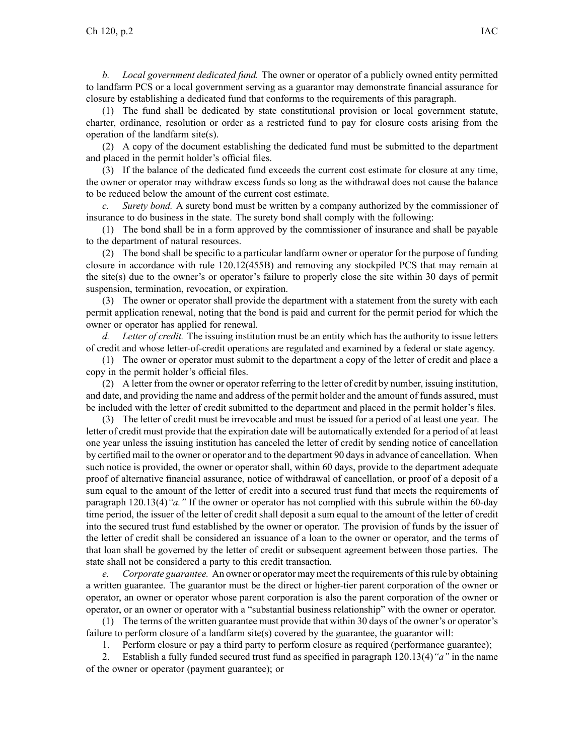*b. Local government dedicated fund.* The owner or operator of a publicly owned entity permitted to landfarm PCS or a local government serving as a guarantor may demonstrate financial assurance for closure by establishing a dedicated fund that conforms to the requirements of this paragraph.

(1) The fund shall be dedicated by state constitutional provision or local government statute, charter, ordinance, resolution or order as a restricted fund to pay for closure costs arising from the operation of the landfarm site(s).

(2) A copy of the document establishing the dedicated fund must be submitted to the department and placed in the permit holder's official files.

(3) If the balance of the dedicated fund exceeds the current cost estimate for closure at any time, the owner or operator may withdraw excess funds so long as the withdrawal does not cause the balance to be reduced below the amount of the current cost estimate.

*c. Surety bond.* A surety bond must be written by a company authorized by the commissioner of insurance to do business in the state. The surety bond shall comply with the following:

(1) The bond shall be in a form approved by the commissioner of insurance and shall be payable to the department of natural resources.

(2) The bond shall be specific to a particular landfarm owner or operator for the purpose of funding closure in accordance with rule 120.12(455B) and removing any stockpiled PCS that may remain at the site(s) due to the owner's or operator's failure to properly close the site within 30 days of permit suspension, termination, revocation, or expiration.

(3) The owner or operator shall provide the department with a statement from the surety with each permit application renewal, noting that the bond is paid and current for the permit period for which the owner or operator has applied for renewal.

*d. Letter of credit.* The issuing institution must be an entity which has the authority to issue letters of credit and whose letter-of-credit operations are regulated and examined by a federal or state agency.

(1) The owner or operator must submit to the department a copy of the letter of credit and place a copy in the permit holder's official files.

(2) A letter from the owner or operator referring to the letter of credit by number, issuing institution, and date, and providing the name and address of the permit holder and the amount of funds assured, must be included with the letter of credit submitted to the department and placed in the permit holder's files.

(3) The letter of credit must be irrevocable and must be issued for a period of at least one year. The letter of credit must provide that the expiration date will be automatically extended for a period of at least one year unless the issuing institution has canceled the letter of credit by sending notice of cancellation by certified mail to the owner or operator and to the department 90 days in advance of cancellation. When such notice is provided, the owner or operator shall, within 60 days, provide to the department adequate proof of alternative financial assurance, notice of withdrawal of cancellation, or proof of a deposit of a sum equal to the amount of the letter of credit into a secured trust fund that meets the requirements of paragraph 120.13(4)*"a."* If the owner or operator has not complied with this subrule within the 60-day time period, the issuer of the letter of credit shall deposit a sum equal to the amount of the letter of credit into the secured trust fund established by the owner or operator. The provision of funds by the issuer of the letter of credit shall be considered an issuance of a loan to the owner or operator, and the terms of that loan shall be governed by the letter of credit or subsequent agreement between those parties. The state shall not be considered a party to this credit transaction.

*e. Corporate guarantee.* An owner or operator may meet the requirements of this rule by obtaining a written guarantee. The guarantor must be the direct or higher-tier parent corporation of the owner or operator, an owner or operator whose parent corporation is also the parent corporation of the owner or operator, or an owner or operator with a "substantial business relationship" with the owner or operator.

(1) The terms of the written guarantee must provide that within 30 days of the owner's or operator's failure to perform closure of a landfarm site(s) covered by the guarantee, the guarantor will:

1. Perform closure or pay a third party to perform closure as required (performance guarantee);

2. Establish a fully funded secured trust fund as specified in paragraph 120.13(4)*"a"* in the name of the owner or operator (payment guarantee); or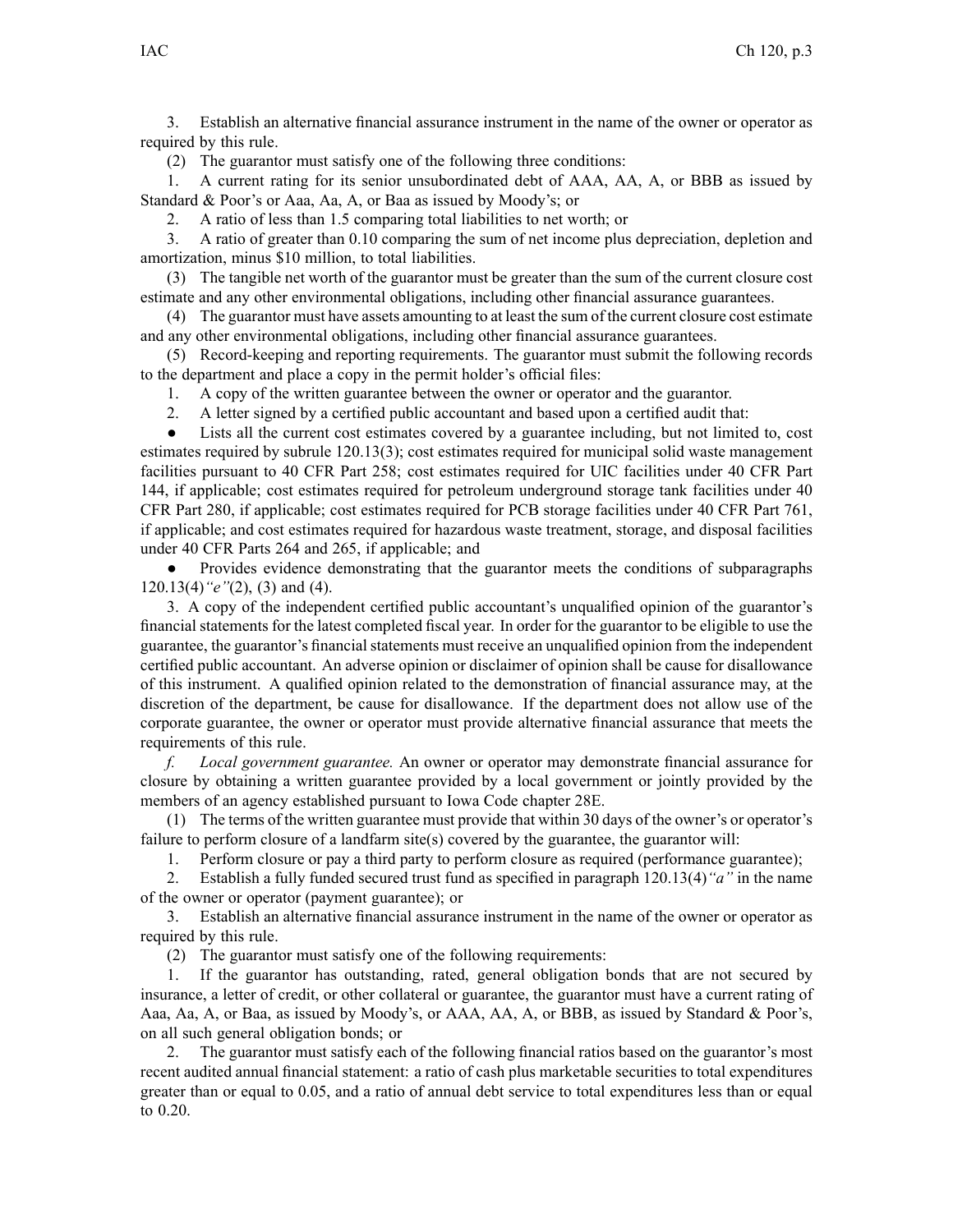3. Establish an alternative financial assurance instrument in the name of the owner or operator as required by this rule.

(2) The guarantor must satisfy one of the following three conditions:

1. A current rating for its senior unsubordinated debt of AAA, AA, A, or BBB as issued by Standard & Poor's or Aaa, Aa, A, or Baa as issued by Moody's; or

2. A ratio of less than 1.5 comparing total liabilities to net worth; or

3. A ratio of greater than 0.10 comparing the sum of net income plus depreciation, depletion and amortization, minus $10 million, to total liabilities.

(3) The tangible net worth of the guarantor must be greater than the sum of the current closure cost estimate and any other environmental obligations, including other financial assurance guarantees.

(4) The guarantor must have assets amounting to at least the sum of the current closure cost estimate and any other environmental obligations, including other financial assurance guarantees.

(5) Record-keeping and reporting requirements. The guarantor must submit the following records to the department and place a copy in the permit holder's official files:

1. A copy of the written guarantee between the owner or operator and the guarantor.

2. A letter signed by a certified public accountant and based upon a certified audit that:

- Lists all the current cost estimates covered by a guarantee including, but not limited to, cost estimates required by subrule 120.13(3); cost estimates required for municipal solid waste management facilities pursuant to 40 CFR Part 258; cost estimates required for UIC facilities under 40 CFR Part 144, if applicable; cost estimates required for petroleum underground storage tank facilities under 40 CFR Part 280, if applicable; cost estimates required for PCB storage facilities under 40 CFR Part 761, if applicable; and cost estimates required for hazardous waste treatment, storage, and disposal facilities under 40 CFR Parts 264 and 265, if applicable; and
- Provides evidence demonstrating that the guarantor meets the conditions of subparagraphs 120.13(4)*"e"*(2), (3) and (4).

3. A copy of the independent certified public accountant's unqualified opinion of the guarantor's financial statements for the latest completed fiscal year. In order for the guarantor to be eligible to use the guarantee, the guarantor's financial statements must receive an unqualified opinion from the independent certified public accountant. An adverse opinion or disclaimer of opinion shall be cause for disallowance of this instrument. A qualified opinion related to the demonstration of financial assurance may, at the discretion of the department, be cause for disallowance. If the department does not allow use of the corporate guarantee, the owner or operator must provide alternative financial assurance that meets the requirements of this rule.

*f. Local government guarantee.* An owner or operator may demonstrate financial assurance for closure by obtaining a written guarantee provided by a local government or jointly provided by the members of an agency established pursuant to Iowa Code chapter 28E.

(1) The terms of the written guarantee must provide that within 30 days of the owner's or operator's failure to perform closure of a landfarm site(s) covered by the guarantee, the guarantor will:

1. Perform closure or pay a third party to perform closure as required (performance guarantee);

2. Establish a fully funded secured trust fund as specified in paragraph 120.13(4)*"a"* in the name of the owner or operator (payment guarantee); or

3. Establish an alternative financial assurance instrument in the name of the owner or operator as required by this rule.

(2) The guarantor must satisfy one of the following requirements:

1. If the guarantor has outstanding, rated, general obligation bonds that are not secured by insurance, a letter of credit, or other collateral or guarantee, the guarantor must have a current rating of Aaa, Aa, A, or Baa, as issued by Moody's, or AAA, AA, A, or BBB, as issued by Standard & Poor's, on all such general obligation bonds; or

2. The guarantor must satisfy each of the following financial ratios based on the guarantor's most recent audited annual financial statement: a ratio of cash plus marketable securities to total expenditures greater than or equal to 0.05, and a ratio of annual debt service to total expenditures less than or equal to 0.20.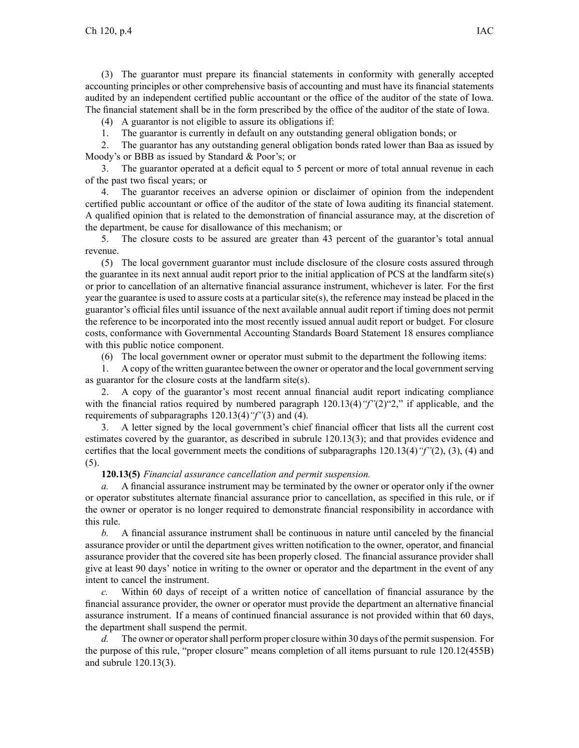(3) The guarantor must prepare its financial statements in conformity with generally accepted accounting principles or other comprehensive basis of accounting and must have its financial statements audited by an independent certified public accountant or the office of the auditor of the state of Iowa. The financial statement shall be in the form prescribed by the office of the auditor of the state of Iowa.

(4) A guarantor is not eligible to assure its obligations if:

1. The guarantor is currently in default on any outstanding general obligation bonds; or

2. The guarantor has any outstanding general obligation bonds rated lower than Baa as issued by Moody's or BBB as issued by Standard & Poor's; or

3. The guarantor operated at a deficit equal to 5 percent or more of total annual revenue in each of the past two fiscal years; or

4. The guarantor receives an adverse opinion or disclaimer of opinion from the independent certified public accountant or office of the auditor of the state of Iowa auditing its financial statement. A qualified opinion that is related to the demonstration of financial assurance may, at the discretion of the department, be cause for disallowance of this mechanism; or

5. The closure costs to be assured are greater than 43 percent of the guarantor's total annual revenue.

(5) The local government guarantor must include disclosure of the closure costs assured through the guarantee in its next annual audit report prior to the initial application of PCS at the landfarm site(s) or prior to cancellation of an alternative financial assurance instrument, whichever is later. For the first year the guarantee is used to assure costs at a particular site(s), the reference may instead be placed in the guarantor's official files until issuance of the next available annual audit report if timing does not permit the reference to be incorporated into the most recently issued annual audit report or budget. For closure costs, conformance with Governmental Accounting Standards Board Statement 18 ensures compliance with this public notice component.

(6) The local government owner or operator must submit to the department the following items:

1. A copy of the written guarantee between the owner or operator and the local government serving as guarantor for the closure costs at the landfarm site(s).

2. A copy of the guarantor's most recent annual financial audit report indicating compliance with the financial ratios required by numbered paragraph 120.13(4)*"f"*(2)"2," if applicable, and the requirements of subparagraphs 120.13(4)*"f"*(3) and (4).

3. A letter signed by the local government's chief financial officer that lists all the current cost estimates covered by the guarantor, as described in subrule 120.13(3); and that provides evidence and certifies that the local government meets the conditions of subparagraphs 120.13(4)*"f"*(2), (3), (4) and (5).

**120.13(5)** *Financial assurance cancellation and permit suspension.*

*a.* A financial assurance instrument may be terminated by the owner or operator only if the owner or operator substitutes alternate financial assurance prior to cancellation, as specified in this rule, or if the owner or operator is no longer required to demonstrate financial responsibility in accordance with this rule.

*b.* A financial assurance instrument shall be continuous in nature until canceled by the financial assurance provider or until the department gives written notification to the owner, operator, and financial assurance provider that the covered site has been properly closed. The financial assurance provider shall give at least 90 days' notice in writing to the owner or operator and the department in the event of any intent to cancel the instrument.

*c.* Within 60 days of receipt of a written notice of cancellation of financial assurance by the financial assurance provider, the owner or operator must provide the department an alternative financial assurance instrument. If a means of continued financial assurance is not provided within that 60 days, the department shall suspend the permit.

*d.* The owner or operator shall perform proper closure within 30 days of the permit suspension. For the purpose of this rule, "proper closure" means completion of all items pursuant to rule 120.12(455B) and subrule 120.13(3).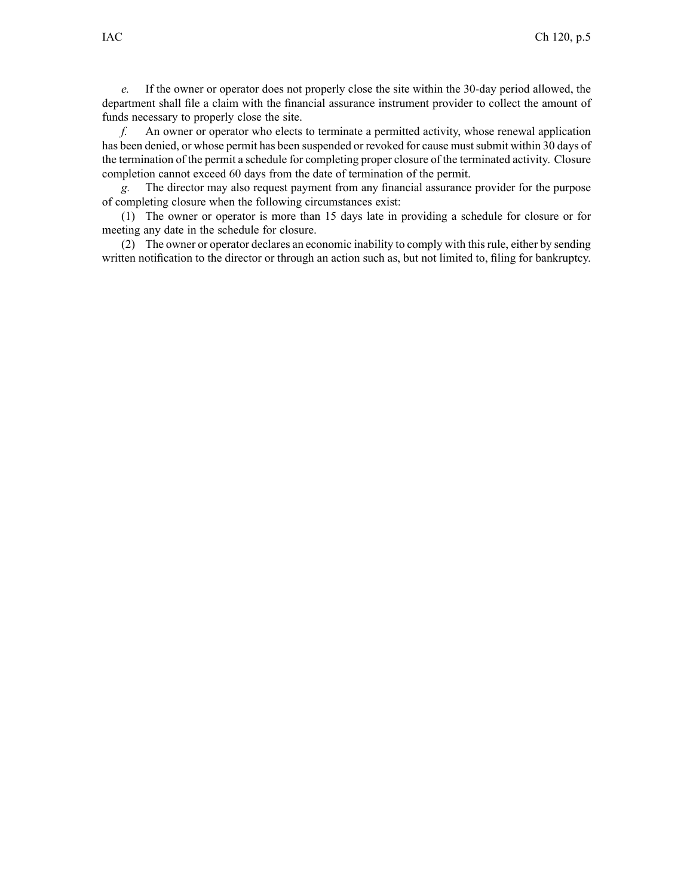*e.* If the owner or operator does not properly close the site within the 30-day period allowed, the department shall file a claim with the financial assurance instrument provider to collect the amount of funds necessary to properly close the site.

*f.* An owner or operator who elects to terminate a permitted activity, whose renewal application has been denied, or whose permit has been suspended or revoked for cause must submit within 30 days of the termination of the permit a schedule for completing proper closure of the terminated activity. Closure completion cannot exceed 60 days from the date of termination of the permit.

*g.* The director may also request payment from any financial assurance provider for the purpose of completing closure when the following circumstances exist:

(1) The owner or operator is more than 15 days late in providing a schedule for closure or for meeting any date in the schedule for closure.

(2) The owner or operator declares an economic inability to comply with this rule, either by sending written notification to the director or through an action such as, but not limited to, filing for bankruptcy.